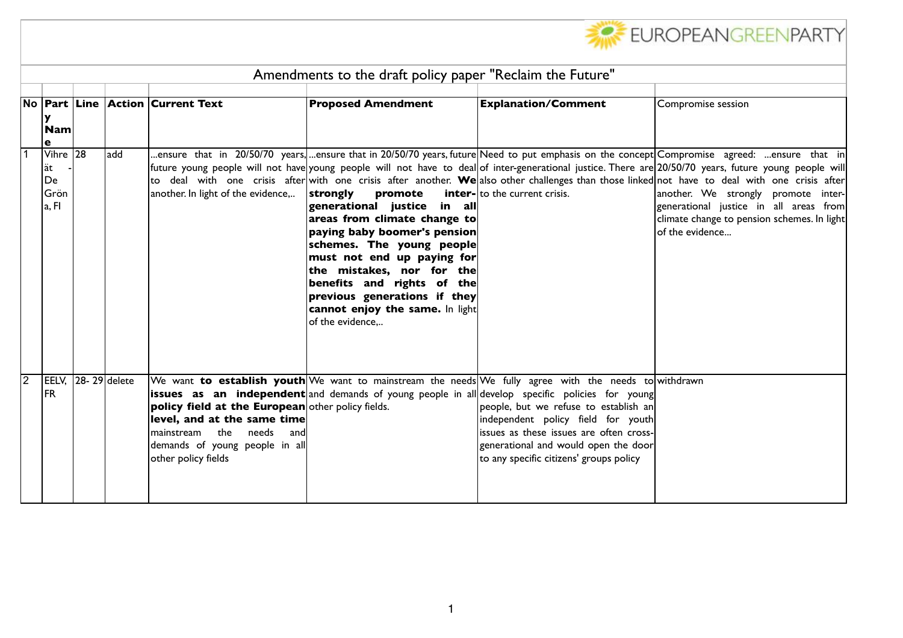EUROPEANGREENPARTY

# Amendments to the draft policy paper "Reclaim the Future"

| No | Party Name | Line | Action | Current Text | Proposed Amendment | Explanation/Comment | Compromise session |
|---|---|---|---|---|---|---|---|
| 1 | Vihreät - De Gröna, FI | 28 | add | ...ensure that in 20/50/70 years, future young people will not have to deal with one crisis after another. In light of the evidence,.. | ...ensure that in 20/50/70 years, future young people will not have to deal with one crisis after another. **We strongly promote inter-generational justice in all areas from climate change to paying baby boomer's pension schemes. The young people must not end up paying for the mistakes, nor for the benefits and rights of the previous generations if they cannot enjoy the same.** In light of the evidence,.. | Need to put emphasis on the concept of inter-generational justice. There are also other challenges than those linked to the current crisis. | Compromise agreed: ...ensure that in 20/50/70 years, future young people will not have to deal with one crisis after another. We strongly promote inter-generational justice in all areas from climate change to pension schemes. In light of the evidence... |
| 2 | EELV, FR | 28- 29 | delete | We want **to establish youth issues as an independent policy field at the European level, and at the same time** mainstream the needs and demands of young people in all other policy fields | We want to mainstream the needs and demands of young people in all other policy fields. | We fully agree with the needs to develop specific policies for young people, but we refuse to establish an independent policy field for youth issues as these issues are often cross-generational and would open the door to any specific citizens' groups policy | withdrawn |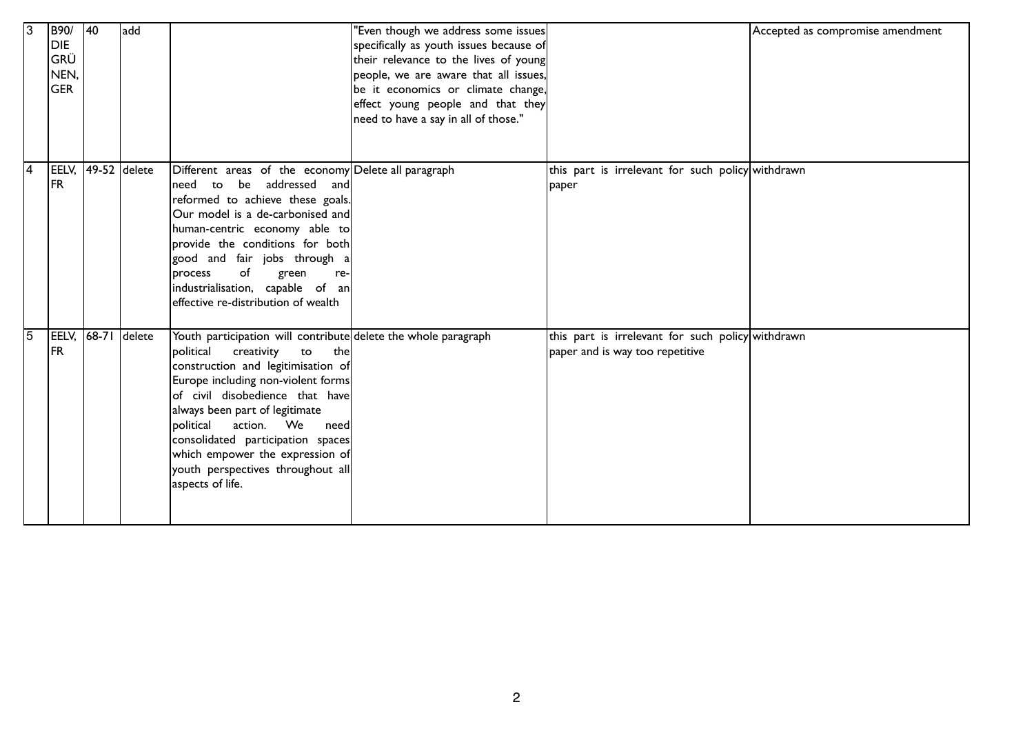| | | | | | | | |
|---|---|---|---|---|---|---|---|
| 3 | B90/ DIE GRÜNEN, GER | 40 | add | | "Even though we address some issues specifically as youth issues because of their relevance to the lives of young people, we are aware that all issues, be it economics or climate change, effect young people and that they need to have a say in all of those." | | Accepted as compromise amendment |
| 4 | EELV, FR | 49-52 | delete | Different areas of the economy need to be addressed and reformed to achieve these goals. Our model is a de-carbonised and human-centric economy able to provide the conditions for both good and fair jobs through a process of green re-industrialisation, capable of an effective re-distribution of wealth | Delete all paragraph | this part is irrelevant for such policy paper | withdrawn |
| 5 | EELV, FR | 68-71 | delete | Youth participation will contribute political creativity to the construction and legitimisation of Europe including non-violent forms of civil disobedience that have always been part of legitimate political action. We need consolidated participation spaces which empower the expression of youth perspectives throughout all aspects of life. | delete the whole paragraph | this part is irrelevant for such policy paper and is way too repetitive | withdrawn |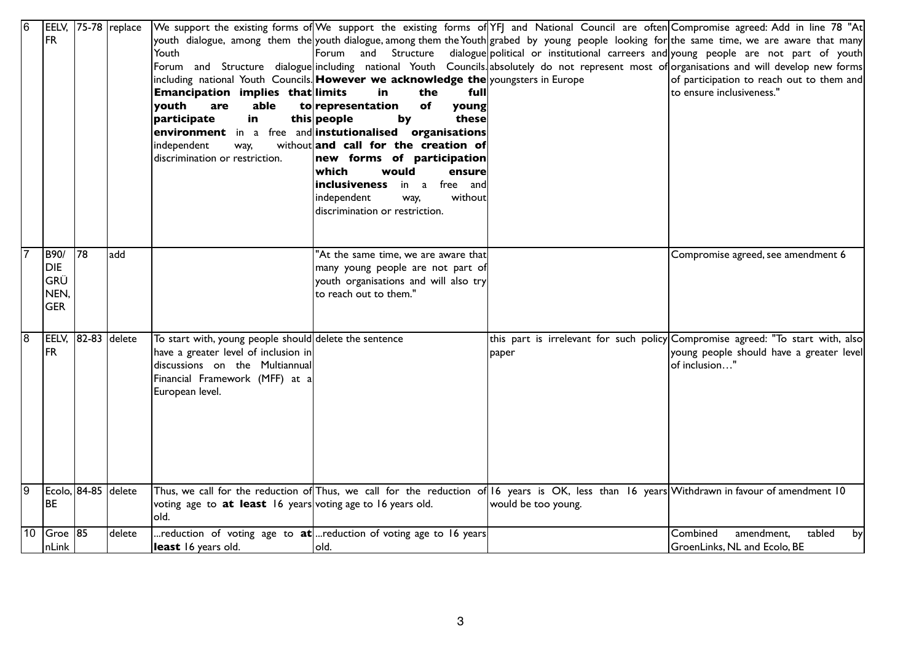| 6 | EELV, FR | 75-78 | replace | We support the existing forms of youth dialogue, among them the Youth Forum and Structure dialogue including national Youth Councils. **Emancipation implies that youth are able to participate in this environment** in a free and independent way, without discrimination or restriction. | We support the existing forms of youth dialogue, among them the Youth Forum and Structure dialogue including national Youth Councils. **However we acknowledge the limits in the full representation of young people by these instutionalised organisations and call for the creation of new forms of participation which would ensure inclusiveness** in a free and independent way, without discrimination or restriction. | YFJ and National Council are often grabed by young people looking for political or institutional carreers and absolutely do not represent most of youngsters in Europe | Compromise agreed: Add in line 78 "At the same time, we are aware that many young people are not part of youth organisations and will develop new forms of participation to reach out to them and to ensure inclusiveness." |
|---|---|---|---|---|---|---|---|
| 7 | B90/ DIE GRÜNEN, GER | 78 | add | | "At the same time, we are aware that many young people are not part of youth organisations and will also try to reach out to them." | | Compromise agreed, see amendment 6 |
| 8 | EELV, FR | 82-83 | delete | To start with, young people should have a greater level of inclusion in discussions on the Multiannual Financial Framework (MFF) at a European level. | delete the sentence | this part is irrelevant for such policy paper | Compromise agreed: "To start with, also young people should have a greater level of inclusion…" |
| 9 | Ecolo, BE | 84-85 | delete | Thus, we call for the reduction of voting age to **at least** 16 years old. | Thus, we call for the reduction of voting age to 16 years old. | 16 years is OK, less than 16 years would be too young. | Withdrawn in favour of amendment 10 |
| 10 | GroenLink | 85 | delete | ...reduction of voting age to **at least** 16 years old. | ...reduction of voting age to 16 years old. | | Combined amendment, tabled by GroenLinks, NL and Ecolo, BE |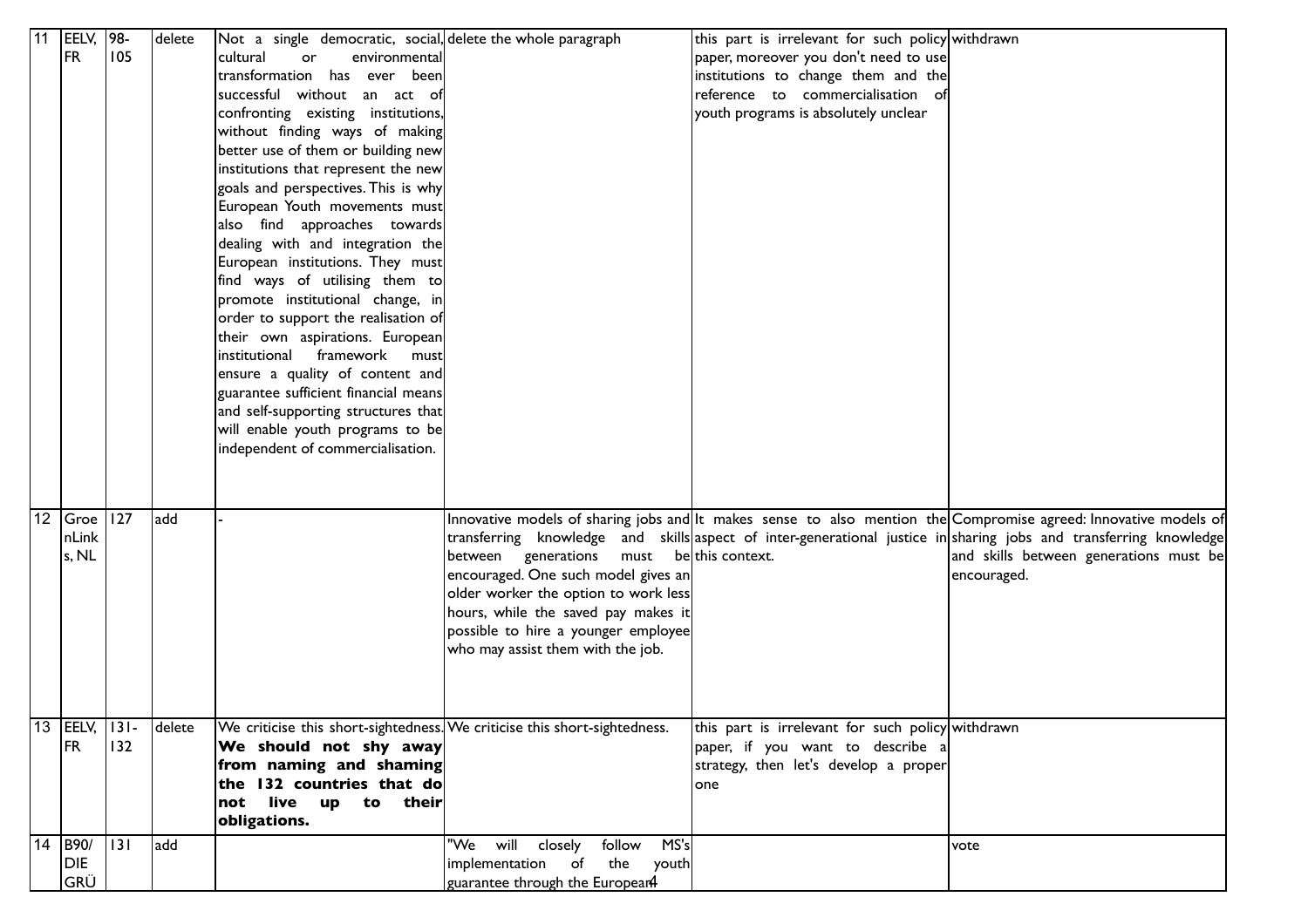| 11 | EELV, FR | 98-105 | delete | Not a single democratic, social, cultural or environmental transformation has ever been successful without an act of confronting existing institutions, without finding ways of making better use of them or building new institutions that represent the new goals and perspectives. This is why European Youth movements must also find approaches towards dealing with and integration the European institutions. They must find ways of utilising them to promote institutional change, in order to support the realisation of their own aspirations. European institutional framework must ensure a quality of content and guarantee sufficient financial means and self-supporting structures that will enable youth programs to be independent of commercialisation. | delete the whole paragraph | this part is irrelevant for such policy paper, moreover you don't need to use institutions to change them and the reference to commercialisation of youth programs is absolutely unclear | withdrawn |
|---|---|---|---|---|---|---|---|
| 12 | GroenLinks, NL | 127 | add | - | Innovative models of sharing jobs and transferring knowledge and skills between generations must be encouraged. One such model gives an older worker the option to work less hours, while the saved pay makes it possible to hire a younger employee who may assist them with the job. | It makes sense to also mention the aspect of inter-generational justice in this context. | Compromise agreed: Innovative models of sharing jobs and transferring knowledge and skills between generations must be encouraged. |
| 13 | EELV, FR | 131-132 | delete | We criticise this short-sightedness. **We should not shy away from naming and shaming the 132 countries that do not live up to their obligations.** | We criticise this short-sightedness. | this part is irrelevant for such policy paper, if you want to describe a strategy, then let's develop a proper one | withdrawn |
| 14 | B90/ DIE GRÜ | 131 | add | | "We will closely follow MS's implementation of the youth guarantee through the European | | vote |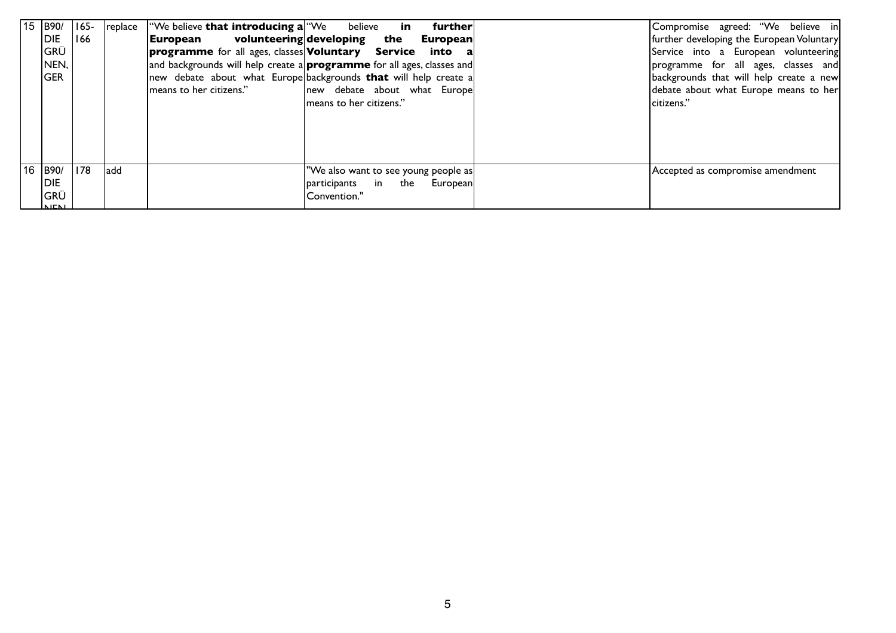| 15 | B90/ DIE GRÜNEN, GER | 165-166 | replace | "We believe **that introducing a European volunteering programme** for all ages, classes and backgrounds will help create a new debate about what Europe means to her citizens." | "We believe **in further developing the European Voluntary Service into a programme** for all ages, classes and backgrounds **that** will help create a new debate about what Europe means to her citizens." | | Compromise agreed: "We believe in further developing the European Voluntary Service into a European volunteering programme for all ages, classes and backgrounds that will help create a new debate about what Europe means to her citizens." |
|---|---|---|---|---|---|---|---|
| 16 | B90/ DIE GRÜNEN | 178 | add | | "We also want to see young people as participants in the European Convention." | | Accepted as compromise amendment |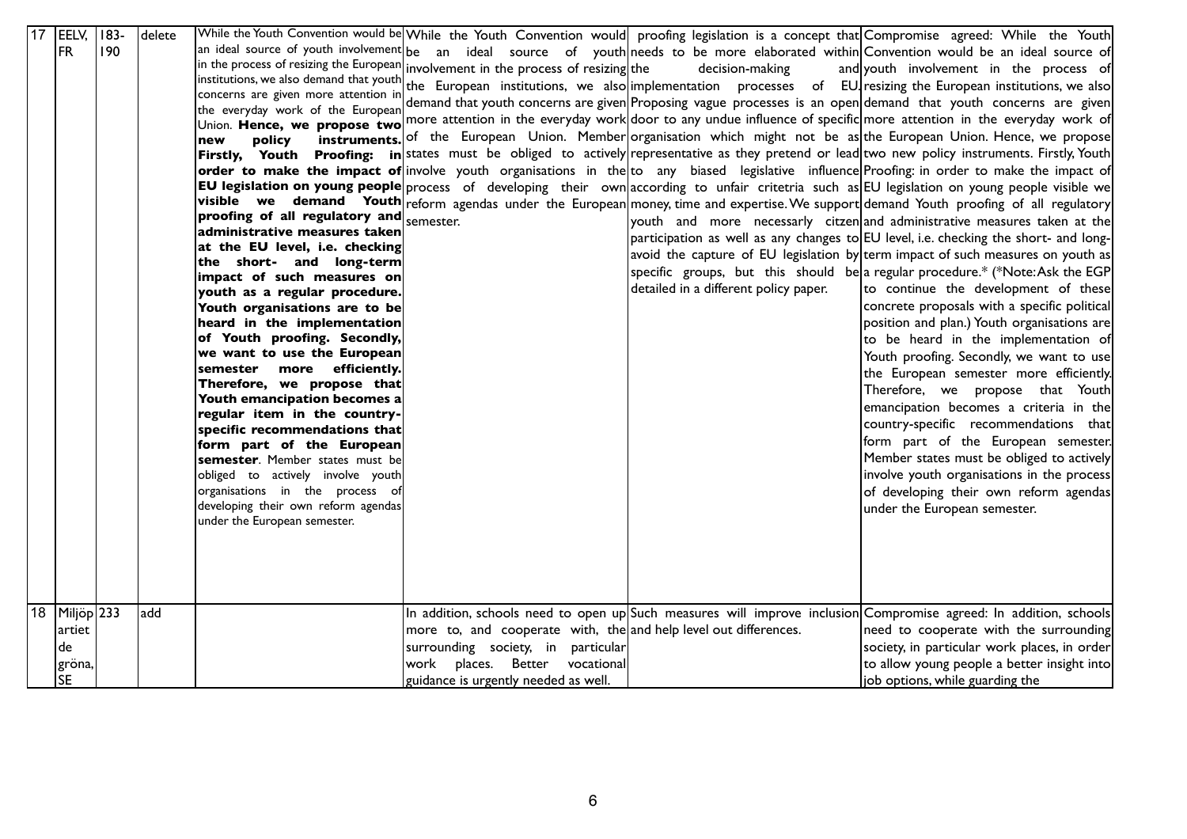| 17 | EELV, FR | 183-190 | delete | While the Youth Convention would be an ideal source of youth involvement in the process of resizing the European institutions, we also demand that youth concerns are given more attention in the everyday work of the European Union. **Hence, we propose two new policy instruments. Firstly, Youth Proofing: in order to make the impact of EU legislation on young people visible we demand Youth proofing of all regulatory and administrative measures taken at the EU level, i.e. checking the short- and long-term impact of such measures on youth as a regular procedure. Youth organisations are to be heard in the implementation of Youth proofing. Secondly, we want to use the European semester more efficiently. Therefore, we propose that Youth emancipation becomes a regular item in the country-specific recommendations that form part of the European semester**. Member states must be obliged to actively involve youth organisations in the process of developing their own reform agendas under the European semester. | While the Youth Convention would be an ideal source of youth involvement in the process of resizing the European institutions, we also demand that youth concerns are given more attention in the everyday work of the European Union. Member states must be obliged to actively involve youth organisations in the process of developing their own reform agendas under the European semester. | proofing legislation is a concept that needs to be more elaborated within the decision-making and implementation processes of EU. Proposing vague processes is an open door to any undue influence of specific organisation which might not be as representative as they pretend or lead to any biased legislative influence according to unfair critetria such as money, time and expertise. We support youth and more necessarly citzen participation as well as any changes to avoid the capture of EU legislation by specific groups, but this should be detailed in a different policy paper. | Compromise agreed: While the Youth Convention would be an ideal source of youth involvement in the process of resizing the European institutions, we also demand that youth concerns are given more attention in the everyday work of the European Union. Hence, we propose two new policy instruments. Firstly, Youth Proofing: in order to make the impact of EU legislation on young people visible we demand Youth proofing of all regulatory and administrative measures taken at the EU level, i.e. checking the short- and long-term impact of such measures on youth as a regular procedure.* (*Note: Ask the EGP to continue the development of these concrete proposals with a specific political position and plan.) Youth organisations are to be heard in the implementation of Youth proofing. Secondly, we want to use the European semester more efficiently. Therefore, we propose that Youth emancipation becomes a criteria in the country-specific recommendations that form part of the European semester. Member states must be obliged to actively involve youth organisations in the process of developing their own reform agendas under the European semester. |
|---|---|---|---|---|---|---|---|
| 18 | Miljöpartiet de gröna, SE | 233 | add | | In addition, schools need to open up more to, and cooperate with, the surrounding society, in particular work places. Better vocational guidance is urgently needed as well. | Such measures will improve inclusion and help level out differences. | Compromise agreed: In addition, schools need to cooperate with the surrounding society, in particular work places, in order to allow young people a better insight into job options, while guarding the |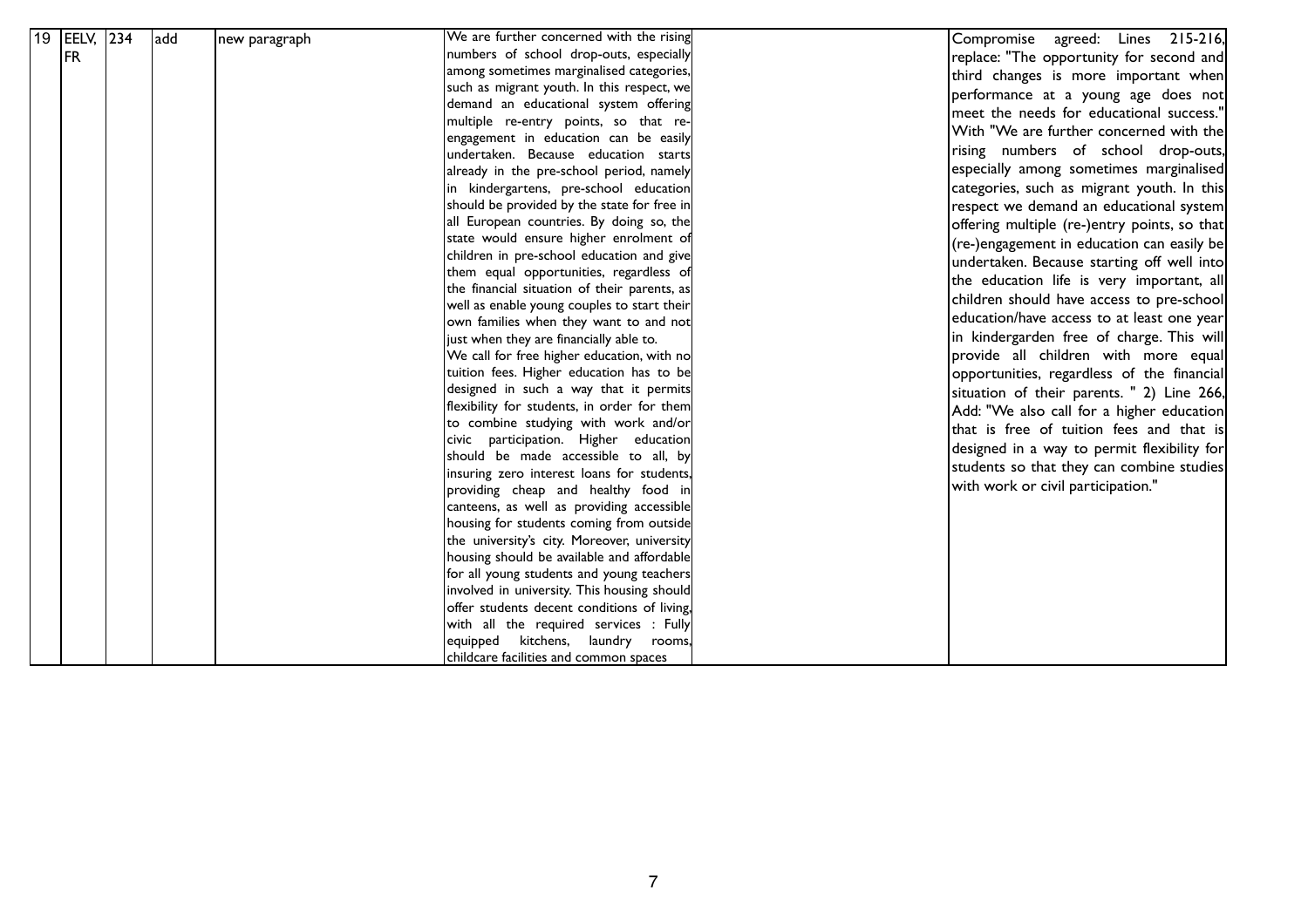| 19 | EELV, FR | 234 | add | new paragraph | We are further concerned with the rising numbers of school drop-outs, especially among sometimes marginalised categories, such as migrant youth. In this respect, we demand an educational system offering multiple re-entry points, so that re-engagement in education can be easily undertaken. Because education starts already in the pre-school period, namely in kindergartens, pre-school education should be provided by the state for free in all European countries. By doing so, the state would ensure higher enrolment of children in pre-school education and give them equal opportunities, regardless of the financial situation of their parents, as well as enable young couples to start their own families when they want to and not just when they are financially able to. We call for free higher education, with no tuition fees. Higher education has to be designed in such a way that it permits flexibility for students, in order for them to combine studying with work and/or civic participation. Higher education should be made accessible to all, by insuring zero interest loans for students, providing cheap and healthy food in canteens, as well as providing accessible housing for students coming from outside the university's city. Moreover, university housing should be available and affordable for all young students and young teachers involved in university. This housing should offer students decent conditions of living, with all the required services : Fully equipped kitchens, laundry rooms, childcare facilities and common spaces | | Compromise agreed: Lines 215-216, replace: "The opportunity for second and third changes is more important when performance at a young age does not meet the needs for educational success." With "We are further concerned with the rising numbers of school drop-outs, especially among sometimes marginalised categories, such as migrant youth. In this respect we demand an educational system offering multiple (re-)entry points, so that (re-)engagement in education can easily be undertaken. Because starting off well into the education life is very important, all children should have access to pre-school education/have access to at least one year in kindergarden free of charge. This will provide all children with more equal opportunities, regardless of the financial situation of their parents. " 2) Line 266, Add: "We also call for a higher education that is free of tuition fees and that is designed in a way to permit flexibility for students so that they can combine studies with work or civil participation." |
|---|---|---|---|---|---|---|---|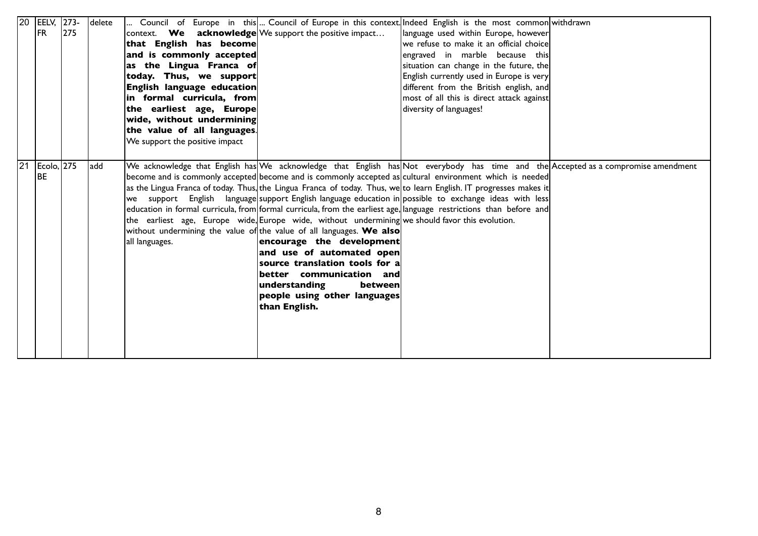| 20 | EELV, FR | 273-275 | delete | ... Council of Europe in this context. **We acknowledge that English has become and is commonly accepted as the Lingua Franca of today. Thus, we support English language education in formal curricula, from the earliest age, Europe wide, without undermining the value of all languages**. We support the positive impact | ... Council of Europe in this context. We support the positive impact… | Indeed English is the most common language used within Europe, however we refuse to make it an official choice engraved in marble because this situation can change in the future, the English currently used in Europe is very different from the British english, and most of all this is direct attack against diversity of languages! | withdrawn |
|---|---|---|---|---|---|---|---|
| 21 | Ecolo, BE | 275 | add | We acknowledge that English has become and is commonly accepted as the Lingua Franca of today. Thus, we support English language education in formal curricula, from the earliest age, Europe wide, without undermining the value of all languages. | We acknowledge that English has become and is commonly accepted as the Lingua Franca of today. Thus, we support English language education in formal curricula, from the earliest age, Europe wide, without undermining the value of all languages. **We also encourage the development and use of automated open source translation tools for a better communication and understanding between people using other languages than English.** | Not everybody has time and the cultural environment which is needed to learn English. IT progresses makes it possible to exchange ideas with less language restrictions than before and we should favor this evolution. | Accepted as a compromise amendment |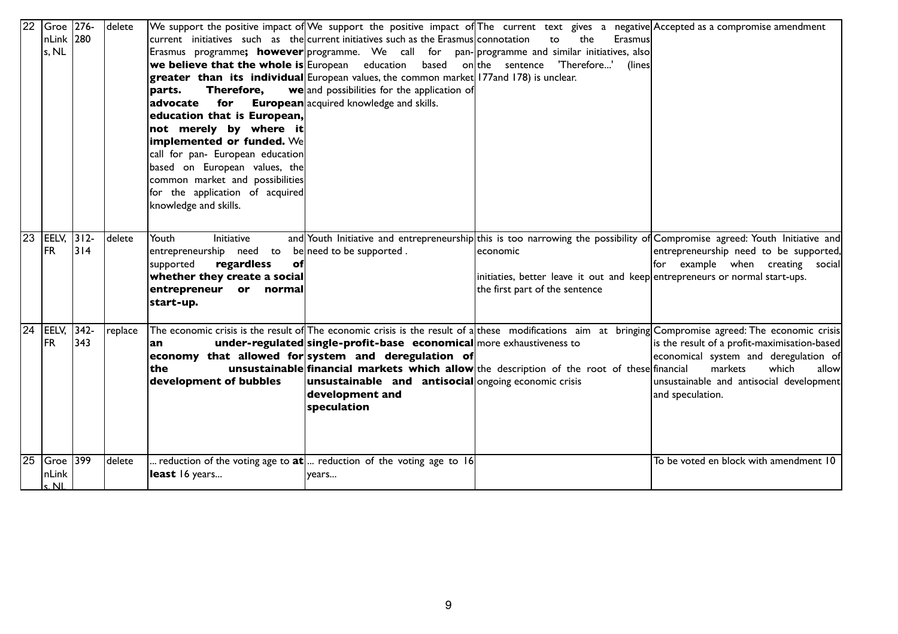| 22 | GroenLinks, NL | 276-280 | delete | We support the positive impact of current initiatives such as the Erasmus programme**; however we believe that the whole is greater than its individual parts. Therefore, we advocate for European education that is European, not merely by where it implemented or funded.** We call for pan- European education based on European values, the common market and possibilities for the application of acquired knowledge and skills. | We support the positive impact of current initiatives such as the Erasmus programme. We call for pan-European education based on European values, the common market and possibilities for the application of acquired knowledge and skills. | The current text gives a negative connotation to the Erasmus programme and similar initiatives, also the sentence 'Therefore...' (lines 177and 178) is unclear. | Accepted as a compromise amendment |
|---|---|---|---|---|---|---|---|
| 23 | EELV, FR | 312-314 | delete | Youth Initiative and entrepreneurship need to be supported **regardless of whether they create a social entrepreneur or normal start-up.** | Youth Initiative and entrepreneurship need to be supported . | this is too narrowing the possibility of economic<br><br>initiaties, better leave it out and keep the first part of the sentence | Compromise agreed: Youth Initiative and entrepreneurship need to be supported, for example when creating social entrepreneurs or normal start-ups. |
| 24 | EELV, FR | 342-343 | replace | The economic crisis is the result of **an under-regulated economy that allowed for the unsustainable development of bubbles** | The economic crisis is the result of a **single-profit-base economical system and deregulation of financial markets which allow unsustainable and antisocial development and speculation** | these modifications aim at bringing more exhaustiveness to the description of the root of these ongoing economic crisis | Compromise agreed: The economic crisis is the result of a profit-maximisation-based economical system and deregulation of financial markets which allow unsustainable and antisocial development and speculation. |
| 25 | GroenLinks, NL | 399 | delete | ... reduction of the voting age to **at least** 16 years... | ... reduction of the voting age to 16 years... | | To be voted en block with amendment 10 |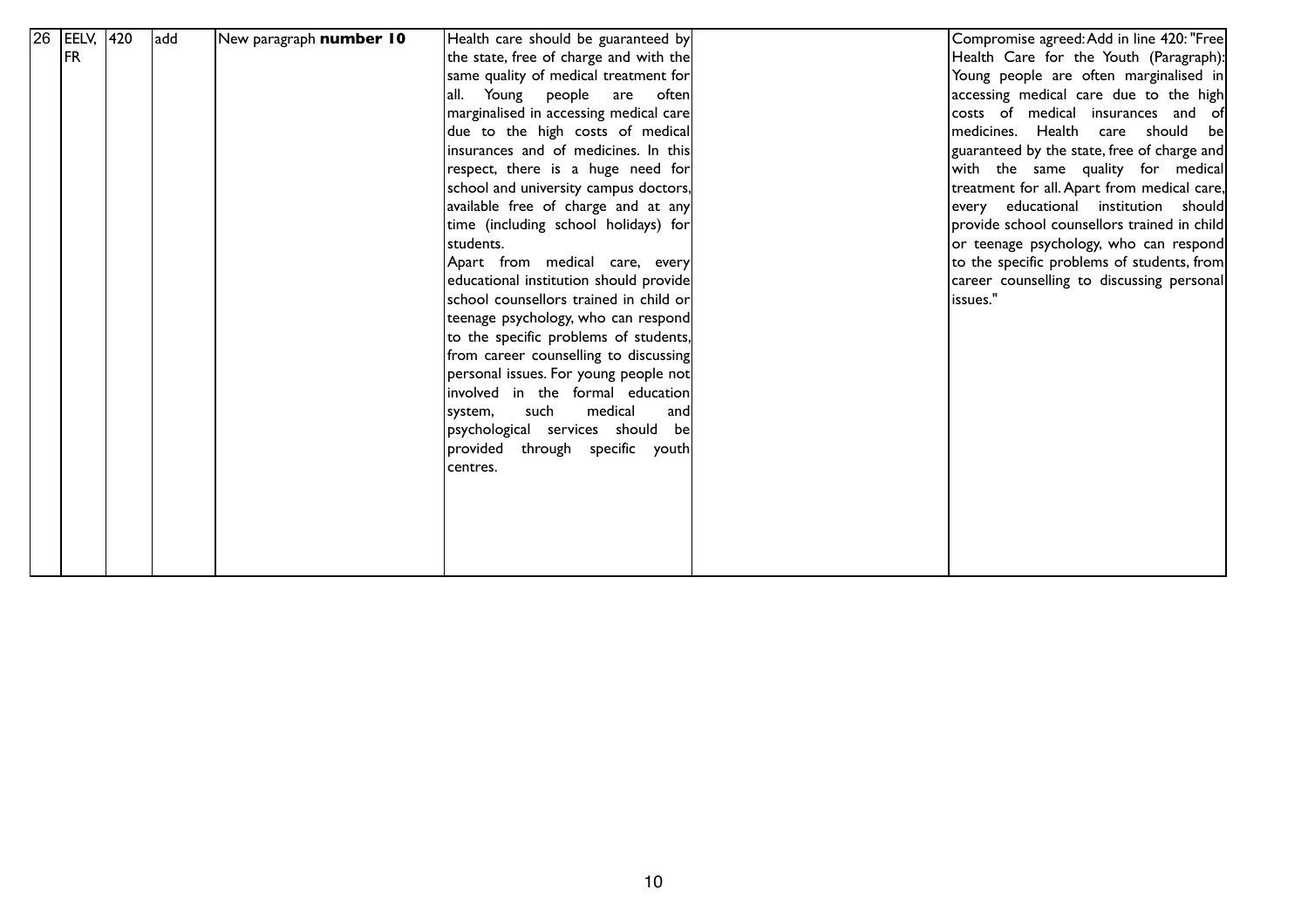| 26 | EELV, FR | 420 | add | New paragraph **number 10** | Health care should be guaranteed by the state, free of charge and with the same quality of medical treatment for all. Young people are often marginalised in accessing medical care due to the high costs of medical insurances and of medicines. In this respect, there is a huge need for school and university campus doctors, available free of charge and at any time (including school holidays) for students.<br>Apart from medical care, every educational institution should provide school counsellors trained in child or teenage psychology, who can respond to the specific problems of students, from career counselling to discussing personal issues. For young people not involved in the formal education system, such medical and psychological services should be provided through specific youth centres. | | Compromise agreed: Add in line 420: "Free Health Care for the Youth (Paragraph): Young people are often marginalised in accessing medical care due to the high costs of medical insurances and of medicines. Health care should be guaranteed by the state, free of charge and with the same quality for medical treatment for all. Apart from medical care, every educational institution should provide school counsellors trained in child or teenage psychology, who can respond to the specific problems of students, from career counselling to discussing personal issues." |
|---|---|---|---|---|---|---|---|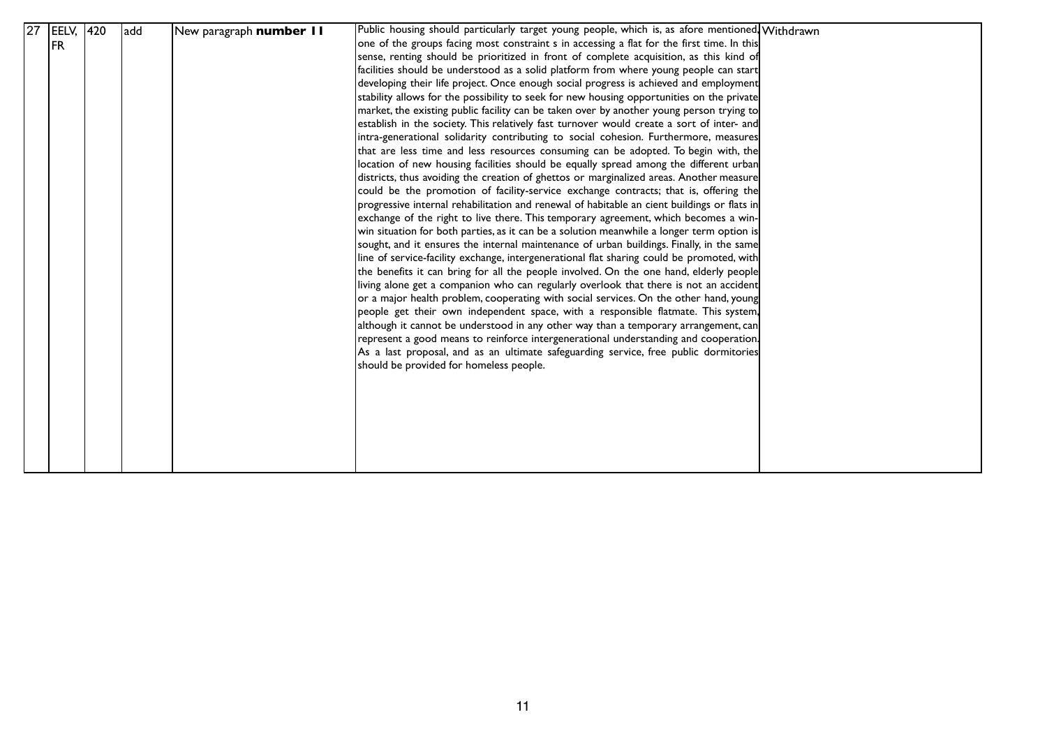| | | | | | | |
|---|---|---|---|---|---|---|
| 27 | EELV, FR | 420 | add | New paragraph **number 11** | Public housing should particularly target young people, which is, as afore mentioned, one of the groups facing most constraint s in accessing a flat for the first time. In this sense, renting should be prioritized in front of complete acquisition, as this kind of facilities should be understood as a solid platform from where young people can start developing their life project. Once enough social progress is achieved and employment stability allows for the possibility to seek for new housing opportunities on the private market, the existing public facility can be taken over by another young person trying to establish in the society. This relatively fast turnover would create a sort of inter- and intra-generational solidarity contributing to social cohesion. Furthermore, measures that are less time and less resources consuming can be adopted. To begin with, the location of new housing facilities should be equally spread among the different urban districts, thus avoiding the creation of ghettos or marginalized areas. Another measure could be the promotion of facility-service exchange contracts; that is, offering the progressive internal rehabilitation and renewal of habitable an cient buildings or flats in exchange of the right to live there. This temporary agreement, which becomes a win-win situation for both parties, as it can be a solution meanwhile a longer term option is sought, and it ensures the internal maintenance of urban buildings. Finally, in the same line of service-facility exchange, intergenerational flat sharing could be promoted, with the benefits it can bring for all the people involved. On the one hand, elderly people living alone get a companion who can regularly overlook that there is not an accident or a major health problem, cooperating with social services. On the other hand, young people get their own independent space, with a responsible flatmate. This system, although it cannot be understood in any other way than a temporary arrangement, can represent a good means to reinforce intergenerational understanding and cooperation. As a last proposal, and as an ultimate safeguarding service, free public dormitories should be provided for homeless people. | Withdrawn |